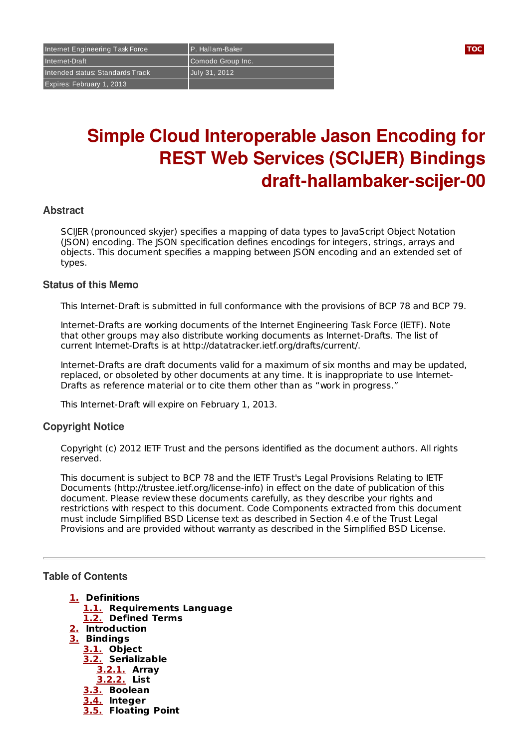| Internet Engineering Task Force | P. Hallam-Baker |
|---|---|
| Internet-Draft | Comodo Group Inc. |
| Intended status: Standards Track | July 31, 2012 |
| Expires: February 1, 2013 | |

# Simple Cloud Interoperable Jason Encoding for REST Web Services (SCIJER) Bindings draft-hallambaker-scijer-00

### Abstract

SCIJER (pronounced skyjer) specifies a mapping of data types to JavaScript Object Notation (JSON) encoding. The JSON specification defines encodings for integers, strings, arrays and objects. This document specifies a mapping between JSON encoding and an extended set of types.

### Status of this Memo

This Internet-Draft is submitted in full conformance with the provisions of BCP 78 and BCP 79.

Internet-Drafts are working documents of the Internet Engineering Task Force (IETF). Note that other groups may also distribute working documents as Internet-Drafts. The list of current Internet-Drafts is at http://datatracker.ietf.org/drafts/current/.

Internet-Drafts are draft documents valid for a maximum of six months and may be updated, replaced, or obsoleted by other documents at any time. It is inappropriate to use Internet-Drafts as reference material or to cite them other than as “work in progress.”

This Internet-Draft will expire on February 1, 2013.

### Copyright Notice

Copyright (c) 2012 IETF Trust and the persons identified as the document authors. All rights reserved.

This document is subject to BCP 78 and the IETF Trust's Legal Provisions Relating to IETF Documents (http://trustee.ietf.org/license-info) in effect on the date of publication of this document. Please review these documents carefully, as they describe your rights and restrictions with respect to this document. Code Components extracted from this document must include Simplified BSD License text as described in Section 4.e of the Trust Legal Provisions and are provided without warranty as described in the Simplified BSD License.

---

### Table of Contents

- **1.** **Definitions**
  - **1.1.** **Requirements Language**
  - **1.2.** **Defined Terms**
- **2.** **Introduction**
- **3.** **Bindings**
  - **3.1.** **Object**
  - **3.2.** **Serializable**
    - **3.2.1.** **Array**
    - **3.2.2.** **List**
  - **3.3.** **Boolean**
  - **3.4.** **Integer**
  - **3.5.** **Floating Point**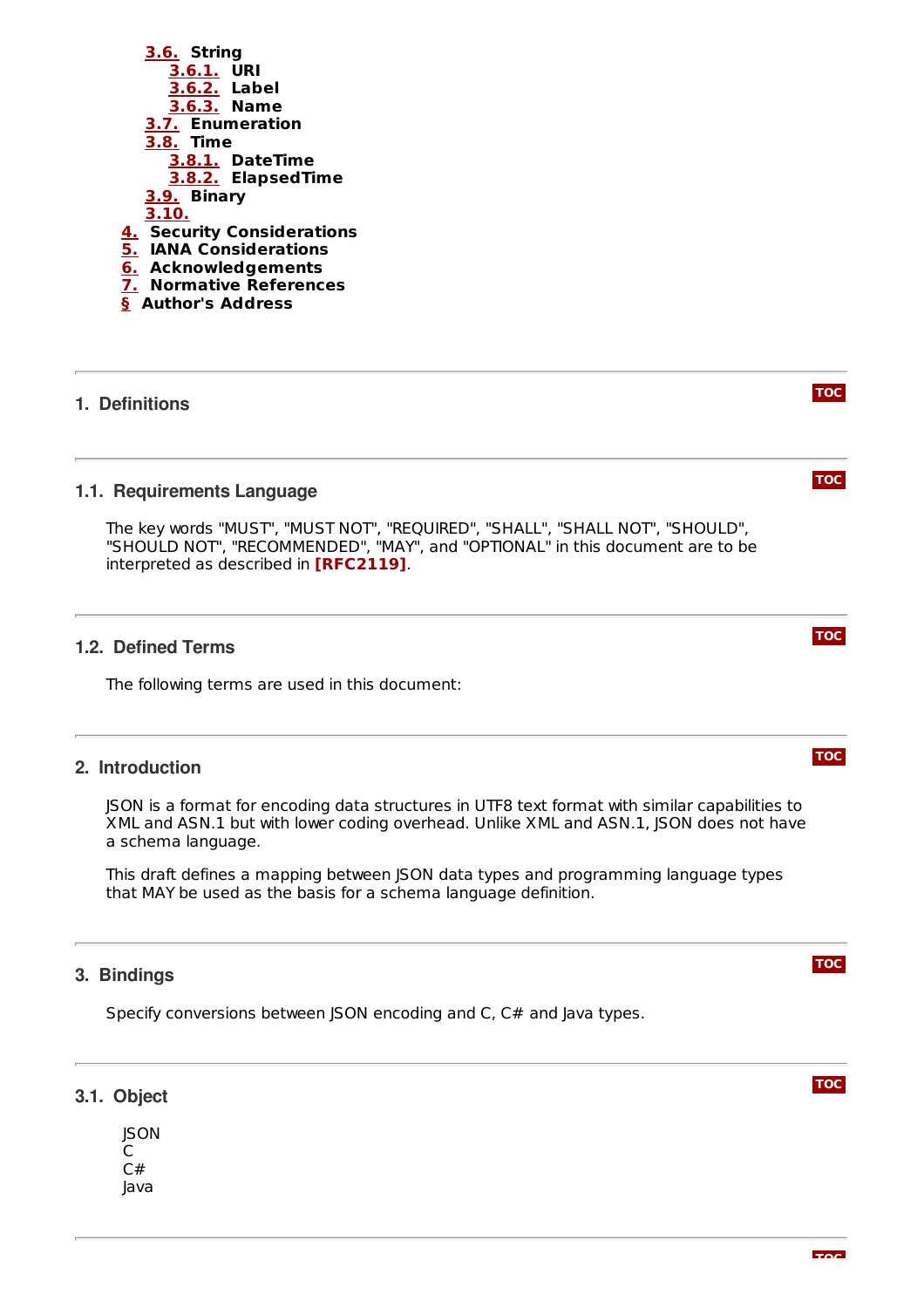- 3.6. String
  - 3.6.1. URI
  - 3.6.2. Label
  - 3.6.3. Name
- 3.7. Enumeration
- 3.8. Time
  - 3.8.1. DateTime
  - 3.8.2. ElapsedTime
- 3.9. Binary
- 3.10.
- 4. Security Considerations
- 5. IANA Considerations
- 6. Acknowledgements
- 7. Normative References
- § Author's Address

## 1. Definitions

### 1.1. Requirements Language

The key words "MUST", "MUST NOT", "REQUIRED", "SHALL", "SHALL NOT", "SHOULD", "SHOULD NOT", "RECOMMENDED", "MAY", and "OPTIONAL" in this document are to be interpreted as described in **[RFC2119]**.

### 1.2. Defined Terms

The following terms are used in this document:

## 2. Introduction

JSON is a format for encoding data structures in UTF8 text format with similar capabilities to XML and ASN.1 but with lower coding overhead. Unlike XML and ASN.1, JSON does not have a schema language.

This draft defines a mapping between JSON data types and programming language types that MAY be used as the basis for a schema language definition.

## 3. Bindings

Specify conversions between JSON encoding and C, C# and Java types.

### 3.1. Object

JSON
C
C#
Java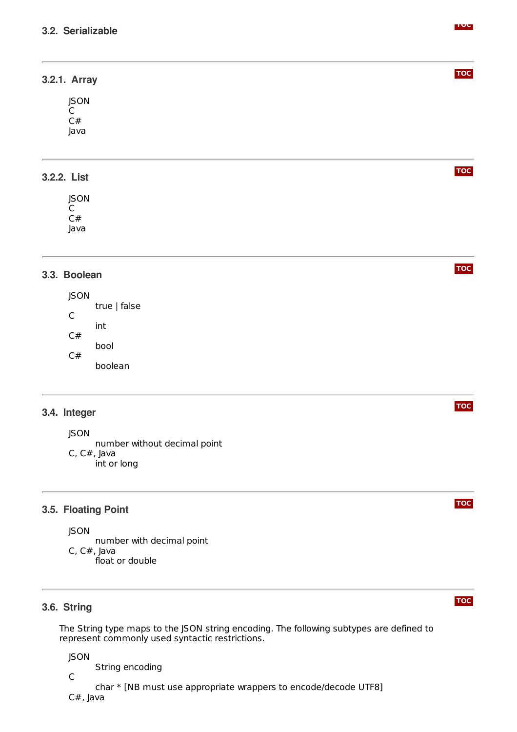### 3.2. Serializable

#### 3.2.1. Array

JSON
C
C#
Java

#### 3.2.2. List

JSON
C
C#
Java

### 3.3. Boolean

JSON
: true | false

C
: int

C#
: bool

C#
: boolean

### 3.4. Integer

JSON
: number without decimal point

C, C#, Java
: int or long

### 3.5. Floating Point

JSON
: number with decimal point

C, C#, Java
: float or double

### 3.6. String

The String type maps to the JSON string encoding. The following subtypes are defined to represent commonly used syntactic restrictions.

JSON
: String encoding

C
: char * [NB must use appropriate wrappers to encode/decode UTF8]

C#, Java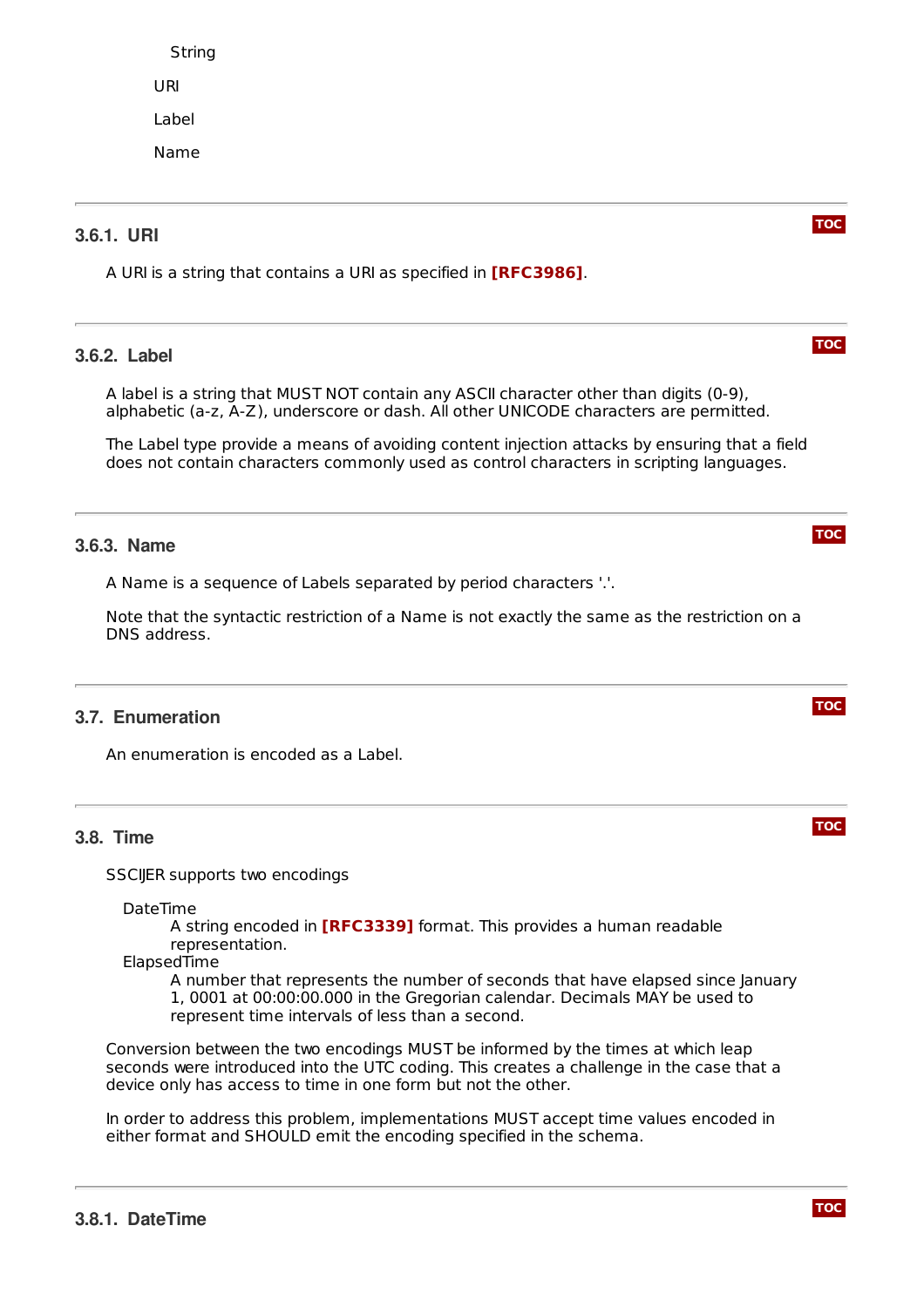String

URI

Label

Name

### 3.6.1. URI

A URI is a string that contains a URI as specified in **[RFC3986]**.

### 3.6.2. Label

A label is a string that MUST NOT contain any ASCII character other than digits (0-9), alphabetic (a-z, A-Z), underscore or dash. All other UNICODE characters are permitted.

The Label type provide a means of avoiding content injection attacks by ensuring that a field does not contain characters commonly used as control characters in scripting languages.

### 3.6.3. Name

A Name is a sequence of Labels separated by period characters '.'.

Note that the syntactic restriction of a Name is not exactly the same as the restriction on a DNS address.

## 3.7. Enumeration

An enumeration is encoded as a Label.

## 3.8. Time

SSCIJER supports two encodings

DateTime
: A string encoded in **[RFC3339]** format. This provides a human readable representation.

ElapsedTime
: A number that represents the number of seconds that have elapsed since January 1, 0001 at 00:00:00.000 in the Gregorian calendar. Decimals MAY be used to represent time intervals of less than a second.

Conversion between the two encodings MUST be informed by the times at which leap seconds were introduced into the UTC coding. This creates a challenge in the case that a device only has access to time in one form but not the other.

In order to address this problem, implementations MUST accept time values encoded in either format and SHOULD emit the encoding specified in the schema.

### 3.8.1. DateTime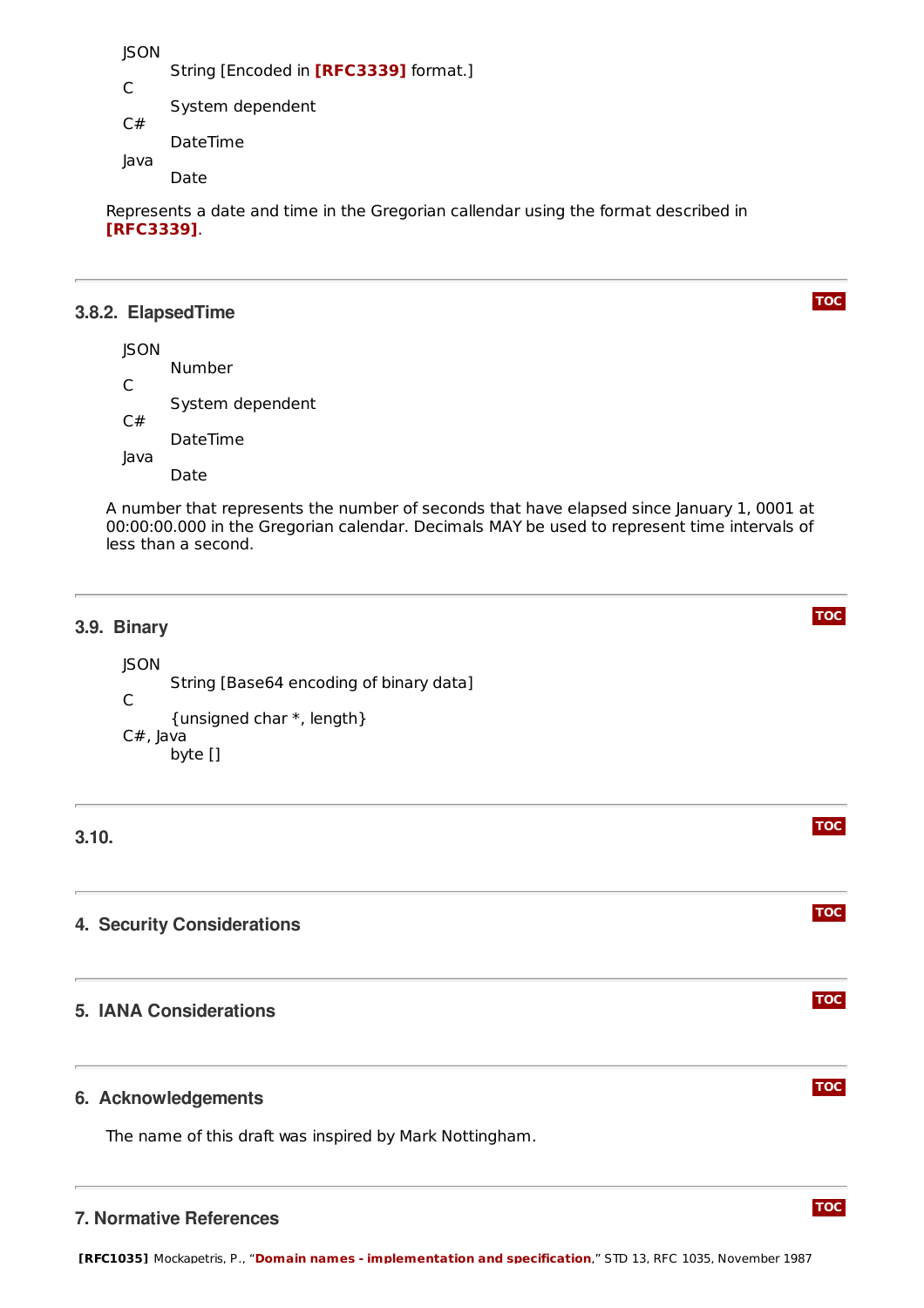JSON
: String [Encoded in **[RFC3339]** format.]

C
: System dependent

C#
: DateTime

Java
: Date

Represents a date and time in the Gregorian callendar using the format described in **[RFC3339]**.

### 3.8.2. ElapsedTime

JSON
: Number

C
: System dependent

C#
: DateTime

Java
: Date

A number that represents the number of seconds that have elapsed since January 1, 0001 at 00:00:00.000 in the Gregorian calendar. Decimals MAY be used to represent time intervals of less than a second.

## 3.9. Binary

JSON
: String [Base64 encoding of binary data]

C
: {unsigned char *, length}

C#, Java
: byte []

## 3.10.

# 4. Security Considerations

# 5. IANA Considerations

# 6. Acknowledgements

The name of this draft was inspired by Mark Nottingham.

# 7. Normative References

**[RFC1035]** Mockapetris, P., "**Domain names - implementation and specification**," STD 13, RFC 1035, November 1987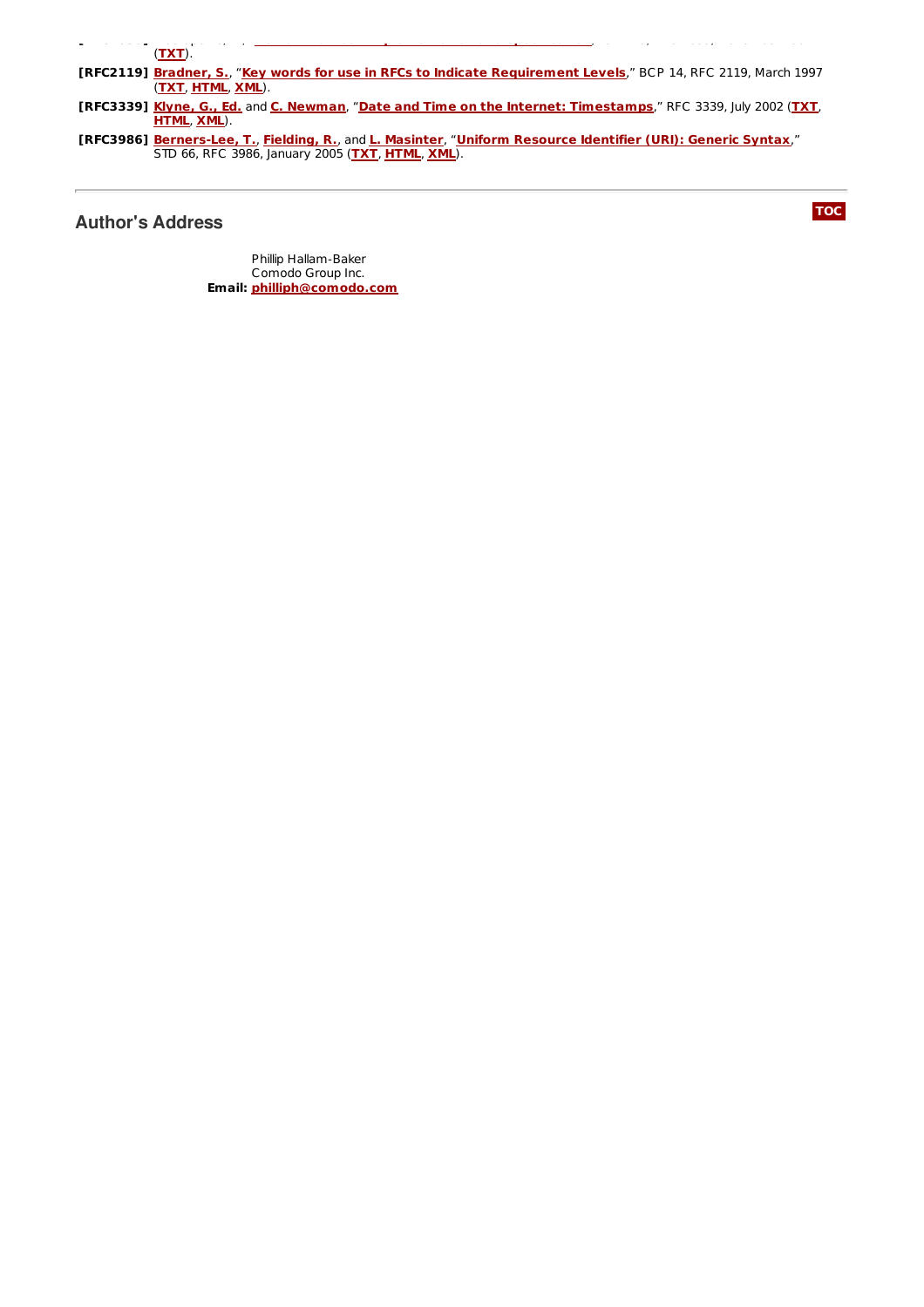(TXT).

**[RFC2119]** Bradner, S., "Key words for use in RFCs to Indicate Requirement Levels," BCP 14, RFC 2119, March 1997 (TXT, HTML, XML).

**[RFC3339]** Klyne, G., Ed. and C. Newman, "Date and Time on the Internet: Timestamps," RFC 3339, July 2002 (TXT, HTML, XML).

**[RFC3986]** Berners-Lee, T., Fielding, R., and L. Masinter, "Uniform Resource Identifier (URI): Generic Syntax," STD 66, RFC 3986, January 2005 (TXT, HTML, XML).

---

## Author's Address

Phillip Hallam-Baker
Comodo Group Inc.
**Email:** phillip@comodo.com